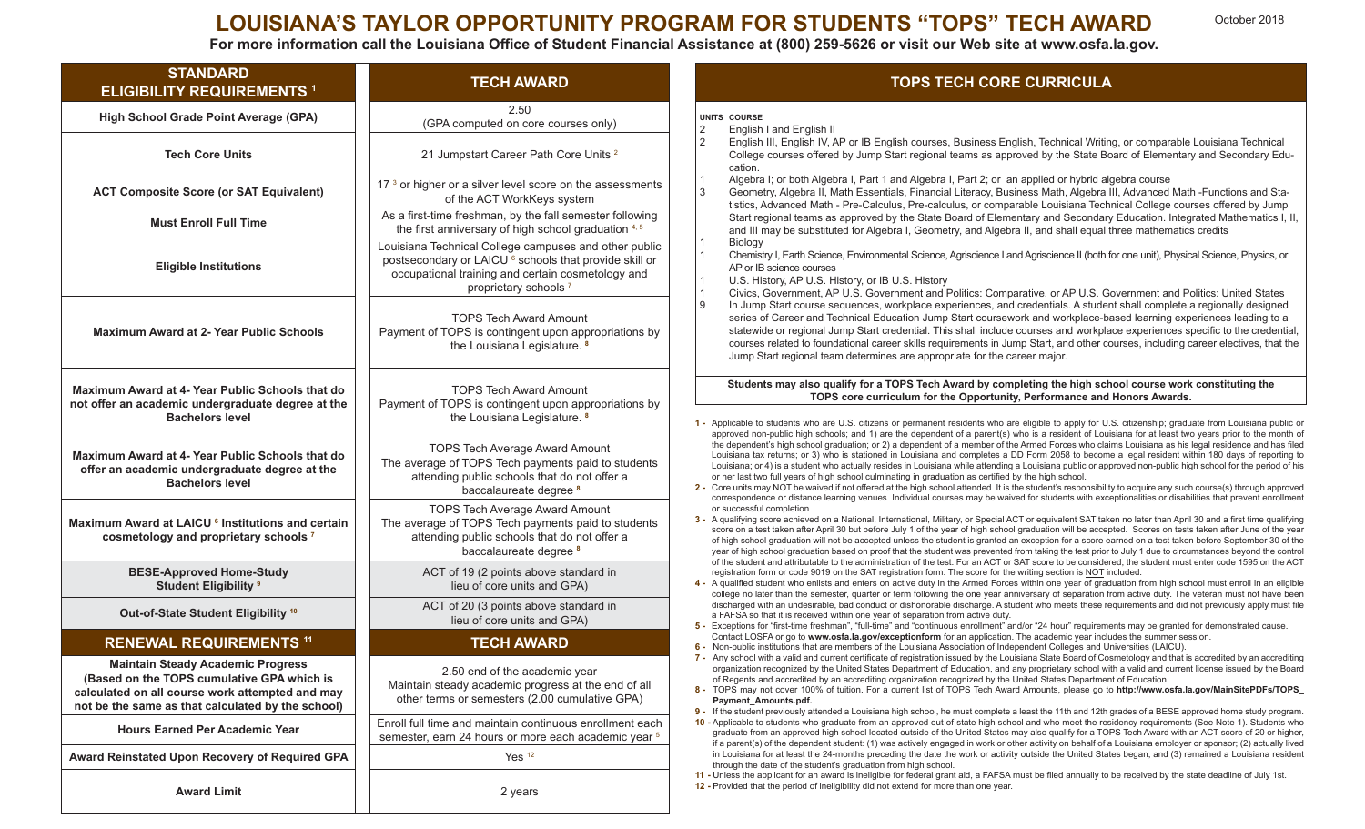# LOUISIANA'S TAYLOR OPPORTUNITY PROGRAM FOR STUDENTS "TOPS" TECH AWARD

October 2018

**For more information call the Louisiana Office of Student Financial Assistance at (800) 259-5626 or visit our Web site at www.osfa.la.gov.**

| STANDARD ELIGIBILITY REQUIREMENTS [1] | TECH AWARD |
|---|---|
| **High School Grade Point Average (GPA)** | 2.50 (GPA computed on core courses only) |
| **Tech Core Units** | 21 Jumpstart Career Path Core Units [2] |
| **ACT Composite Score (or SAT Equivalent)** | 17 [3] or higher or a silver level score on the assessments of the ACT WorkKeys system |
| **Must Enroll Full Time** | As a first-time freshman, by the fall semester following the first anniversary of high school graduation [4, 5] |
| **Eligible Institutions** | Louisiana Technical College campuses and other public postsecondary or LAICU [6] schools that provide skill or occupational training and certain cosmetology and proprietary schools [7] |
| **Maximum Award at 2- Year Public Schools** | TOPS Tech Award Amount Payment of TOPS is contingent upon appropriations by the Louisiana Legislature. [8] |
| **Maximum Award at 4- Year Public Schools that do not offer an academic undergraduate degree at the Bachelors level** | TOPS Tech Award Amount Payment of TOPS is contingent upon appropriations by the Louisiana Legislature. [8] |
| **Maximum Award at 4- Year Public Schools that do offer an academic undergraduate degree at the Bachelors level** | TOPS Tech Average Award Amount The average of TOPS Tech payments paid to students attending public schools that do not offer a baccalaureate degree [8] |
| **Maximum Award at LAICU [6] Institutions and certain cosmetology and proprietary schools [7]** | TOPS Tech Average Award Amount The average of TOPS Tech payments paid to students attending public schools that do not offer a baccalaureate degree [8] |
| **BESE-Approved Home-Study Student Eligibility [9]** | ACT of 19 (2 points above standard in lieu of core units and GPA) |
| **Out-of-State Student Eligibility [10]** | ACT of 20 (3 points above standard in lieu of core units and GPA) |

| RENEWAL REQUIREMENTS [11] | TECH AWARD |
|---|---|
| **Maintain Steady Academic Progress (Based on the TOPS cumulative GPA which is calculated on all course work attempted and may not be the same as that calculated by the school)** | 2.50 end of the academic year Maintain steady academic progress at the end of all other terms or semesters (2.00 cumulative GPA) |
| **Hours Earned Per Academic Year** | Enroll full time and maintain continuous enrollment each semester, earn 24 hours or more each academic year [5] |
| **Award Reinstated Upon Recovery of Required GPA** | Yes [12] |
| **Award Limit** | 2 years |

## TOPS TECH CORE CURRICULA

| UNITS | COURSE |
|---|---|
| 2 | English I and English II |
| 2 | English III, English IV, AP or IB English courses, Business English, Technical Writing, or comparable Louisiana Technical College courses offered by Jump Start regional teams as approved by the State Board of Elementary and Secondary Education. |
| 1 | Algebra I; or both Algebra I, Part 1 and Algebra I, Part 2; or an applied or hybrid algebra course |
| 3 | Geometry, Algebra II, Math Essentials, Financial Literacy, Business Math, Algebra III, Advanced Math -Functions and Statistics, Advanced Math - Pre-Calculus, Pre-calculus, or comparable Louisiana Technical College courses offered by Jump Start regional teams as approved by the State Board of Elementary and Secondary Education. Integrated Mathematics I, II, and III may be substituted for Algebra I, Geometry, and Algebra II, and shall equal three mathematics credits |
| 1 | Biology |
| 1 | Chemistry I, Earth Science, Environmental Science, Agriscience I and Agriscience II (both for one unit), Physical Science, Physics, or AP or IB science courses |
| 1 | U.S. History, AP U.S. History, or IB U.S. History |
| 1 | Civics, Government, AP U.S. Government and Politics: Comparative, or AP U.S. Government and Politics: United States |
| 9 | In Jump Start course sequences, workplace experiences, and credentials. A student shall complete a regionally designed series of Career and Technical Education Jump Start coursework and workplace-based learning experiences leading to a statewide or regional Jump Start credential. This shall include courses and workplace experiences specific to the credential, courses related to foundational career skills requirements in Jump Start, and other courses, including career electives, that the Jump Start regional team determines are appropriate for the career major. |

**Students may also qualify for a TOPS Tech Award by completing the high school course work constituting the TOPS core curriculum for the Opportunity, Performance and Honors Awards.**

1 - Applicable to students who are U.S. citizens or permanent residents who are eligible to apply for U.S. citizenship; graduate from Louisiana public or approved non-public high schools; and 1) are the dependent of a parent(s) who is a resident of Louisiana for at least two years prior to the month of the dependent's high school graduation; or 2) a dependent of a member of the Armed Forces who claims Louisiana as his legal residence and has filed Louisiana tax returns; or 3) who is stationed in Louisiana and completes a DD Form 2058 to become a legal resident within 180 days of reporting to Louisiana; or 4) is a student who actually resides in Louisiana while attending a Louisiana public or approved non-public high school for the period of his or her last two full years of high school culminating in graduation as certified by the high school.

2 - Core units may NOT be waived if not offered at the high school attended. It is the student's responsibility to acquire any such course(s) through approved correspondence or distance learning venues. Individual courses may be waived for students with exceptionalities or disabilities that prevent enrollment or successful completion.

3 - A qualifying score achieved on a National, International, Military, or Special ACT or equivalent SAT taken no later than April 30 and a first time qualifying score on a test taken after April 30 but before July 1 of the year of high school graduation will be accepted. Scores on tests taken after June of the year of high school graduation will not be accepted unless the student is granted an exception for a score earned on a test taken before September 30 of the year of high school graduation based on proof that the student was prevented from taking the test prior to July 1 due to circumstances beyond the control of the student and attributable to the administration of the test. For an ACT or SAT score to be considered, the student must enter code 1595 on the ACT registration form or code 9019 on the SAT registration form. The score for the writing section is NOT included.

4 - A qualified student who enlists and enters on active duty in the Armed Forces within one year of graduation from high school must enroll in an eligible college no later than the semester, quarter or term following the one year anniversary of separation from active duty. The veteran must not have been discharged with an undesirable, bad conduct or dishonorable discharge. A student who meets these requirements and did not previously apply must file a FAFSA so that it is received within one year of separation from active duty.

5 - Exceptions for "first-time freshman", "full-time" and "continuous enrollment" and/or "24 hour" requirements may be granted for demonstrated cause. Contact LOSFA or go to **www.osfa.la.gov/exceptionform** for an application. The academic year includes the summer session.

6 - Non-public institutions that are members of the Louisiana Association of Independent Colleges and Universities (LAICU).

7 - Any school with a valid and current certificate of registration issued by the Louisiana State Board of Cosmetology and that is accredited by an accrediting organization recognized by the United States Department of Education, and any proprietary school with a valid and current license issued by the Board of Regents and accredited by an accrediting organization recognized by the United States Department of Education.

8 - TOPS may not cover 100% of tuition. For a current list of TOPS Tech Award Amounts, please go to **http://www.osfa.la.gov/MainSitePDFs/TOPS_Payment_Amounts.pdf.**

9 - If the student previously attended a Louisiana high school, he must complete a least the 11th and 12th grades of a BESE approved home study program.

10 - Applicable to students who graduate from an approved out-of-state high school and who meet the residency requirements (See Note 1). Students who graduate from an approved high school located outside of the United States may also qualify for a TOPS Tech Award with an ACT score of 20 or higher, if a parent(s) of the dependent student: (1) was actively engaged in work or other activity on behalf of a Louisiana employer or sponsor; (2) actually lived in Louisiana for at least the 24-months preceding the date the work or activity outside the United States began, and (3) remained a Louisiana resident through the date of the student's graduation from high school.

11 - Unless the applicant for an award is ineligible for federal grant aid, a FAFSA must be filed annually to be received by the state deadline of July 1st.

12 - Provided that the period of ineligibility did not extend for more than one year.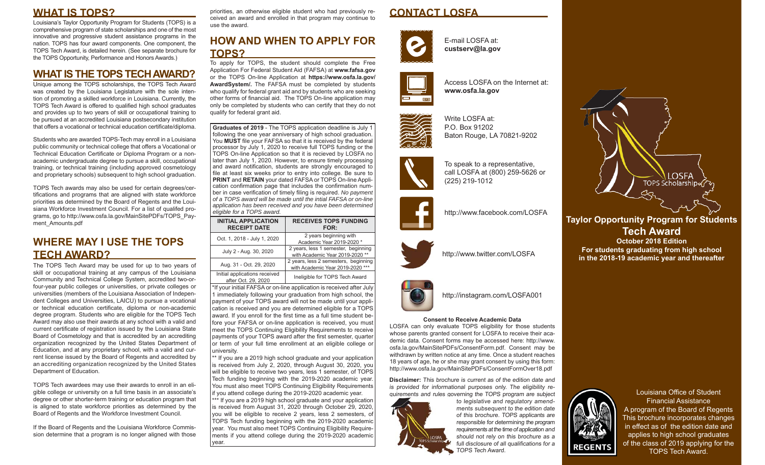## WHAT IS TOPS?

Louisiana's Taylor Opportunity Program for Students (TOPS) is a comprehensive program of state scholarships and one of the most innovative and progressive student assistance programs in the nation. TOPS has four award components. One component, the TOPS Tech Award, is detailed herein. (See separate brochure for the TOPS Opportunity, Performance and Honors Awards.)

## WHAT IS THE TOPS TECH AWARD?

Unique among the TOPS scholarships, the TOPS Tech Award was created by the Louisiana Legislature with the sole intention of promoting a skilled workforce in Louisiana. Currently, the TOPS Tech Award is offered to qualified high school graduates and provides up to two years of skill or occupational training to be pursued at an accredited Louisiana postsecondary institution that offers a vocational or technical education certificate/diploma.

Students who are awarded TOPS-Tech may enroll in a Louisiana public community or technical college that offers a Vocational or Technical Education Certificate or Diploma Program or a non-academic undergraduate degree to pursue a skill, occupational training, or technical training (including approved cosmetology and proprietary schools) subsequent to high school graduation.

TOPS Tech awards may also be used for certain degrees/certifications and programs that are aligned with state workforce priorities as determined by the Board of Regents and the Louisiana Workforce Investment Council. For a list of qualifed programs, go to http://www.osfa.la.gov/MainSitePDFs/TOPS_Payment_Amounts.pdf

## WHERE MAY I USE THE TOPS TECH AWARD?

The TOPS Tech Award may be used for up to two years of skill or occupational training at any campus of the Louisiana Community and Technical College System, accredited two-or-four-year public colleges or universities, or private colleges or universities (members of the Louisiana Association of Independent Colleges and Universities, LAICU) to pursue a vocational or technical education certificate, diploma or non-academic degree program. Students who are eligible for the TOPS Tech Award may also use their awards at any school with a valid and current certificate of registration issued by the Louisiana State Board of Cosmetology and that is accredited by an accrediting organization recognized by the United States Department of Education, and at any proprietary school, with a valid and current license issued by the Board of Regents and accredited by an accrediting organization recognized by the United States Department of Education.

TOPS Tech awardees may use their awards to enroll in an eligible college or university on a full time basis in an associate's degree or other shorter-term training or education program that is aligned to state workforce priorities as determined by the Board of Regents and the Workforce Investment Council.

If the Board of Regents and the Louisiana Workforce Commission determine that a program is no longer aligned with those priorities, an otherwise eligible student who had previously received an award and enrolled in that program may continue to use the award.

## HOW AND WHEN TO APPLY FOR TOPS?

To apply for TOPS, the student should complete the Free Application For Federal Student Aid (FAFSA) at **www.fafsa.gov** or the TOPS On-line Application at **https://www.osfa.la.gov/AwardSystem/.** The FAFSA must be completed by students who qualify for federal grant aid and by students who are seeking other forms of financial aid. The TOPS On-line application may only be completed by students who can certify that they do not qualify for federal grant aid.

**Graduates of 2019** - The TOPS application deadline is July 1 following the one year anniversary of high school graduation. You **MUST** file your FAFSA so that it is received by the federal processor by July 1, 2020 to receive full TOPS funding or the TOPS On-line Application so that it is recieved by LOSFA no later than July 1, 2020. However, to ensure timely processing and award notification, students are strongly encouraged to file at least six weeks prior to entry into college. Be sure to **PRINT** and **RETAIN** your dated FAFSA or TOPS On-line Application confirmation page that includes the confirmation number in case verification of timely filing is required. *No payment of a TOPS award will be made until the intial FAFSA or on-line application has been received and you have been determined eligible for a TOPS award.*

| INITIAL APPLICATION RECEIPT DATE | RECEIVES TOPS FUNDING FOR: |
|---|---|
| Oct. 1, 2018 - July 1, 2020 | 2 years beginning with Academic Year 2019-2020 * |
| July 2 - Aug. 30, 2020 | 2 years, less 1 semester, beginning with Academic Year 2019-2020 ** |
| Aug. 31 - Oct. 29, 2020 | 2 years, less 2 semesters, beginning with Academic Year 2019-2020 *** |
| Initial applications received after Oct. 29, 2020 | Ineligible for TOPS Tech Award |

*If your initial FAFSA or on-line application is received after July 1 immediately following your graduation from high school, the payment of your TOPS award will not be made until your application is received and you are determined eligible for a TOPS award. If you enroll for the first time as a full time student before your FAFSA or on-line application is received, you must meet the TOPS Continuing Eligibility Requirements to receive payments of your TOPS award after the first semester, quarter or term of your full time enrollment at an eligible college or university.

** If you are a 2019 high school graduate and your application is received from July 2, 2020, through August 30, 2020, you will be eligible to receive two years, less 1 semester, of TOPS Tech funding beginning with the 2019-2020 academic year. You must also meet TOPS Continuing Eligibility Requirements if you attend college during the 2019-2020 academic year.

*** If you are a 2019 high school graduate and your application is received from August 31, 2020 through October 29, 2020, you will be eligible to receive 2 years, less 2 semesters, of TOPS Tech funding beginning with the 2019-2020 academic year. You must also meet TOPS Continuing Eligibility Requirements if you attend college during the 2019-2020 academic year.

## CONTACT LOSFA

E-mail LOSFA at: **custserv@la.gov**

Access LOSFA on the Internet at: **www.osfa.la.gov**

Write LOSFA at:
P.O. Box 91202
Baton Rouge, LA 70821-9202

To speak to a representative, call LOSFA at (800) 259-5626 or (225) 219-1012

http://www.facebook.com/LOSFA

http://www.twitter.com/LOSFA

http://instagram.com/LOSFA001

**Consent to Receive Academic Data**

LOSFA can only evaluate TOPS eligibility for those students whose parents granted consent for LOSFA to receive their academic data. Consent forms may be accessed here: http://www.osfa.la.gov/MainSitePDFs/ConsentForm.pdf. Consent may be withdrawn by written notice at any time. Once a student reaches 18 years of age, he or she may grant consent by using this form: http://www.osfa.la.gov/MainSitePDFs/ConsentFormOver18.pdf

**Disclaimer:** *This brochure is current as of the edition date and is provided for informational purposes only. The eligibility requirements and rules governing the TOPS program are subject to legislative and regulatory amendments subsequent to the edition date of this brochure. TOPS applicants are responsible for determining the program requirements at the time of application and should not rely on this brochure as a full disclosure of all qualifications for a TOPS Tech Award.*

LOSFA
TOPS Scholarship

**Taylor Opportunity Program for Students**
**Tech Award**
**October 2018 Edition**
**For students graduating from high school in the 2018-19 academic year and thereafter**

REGENTS

Louisiana Office of Student Financial Assistance
A program of the Board of Regents
This brochure incorporates changes in effect as of the edition date and applies to high school graduates of the class of 2019 applying for the TOPS Tech Award.